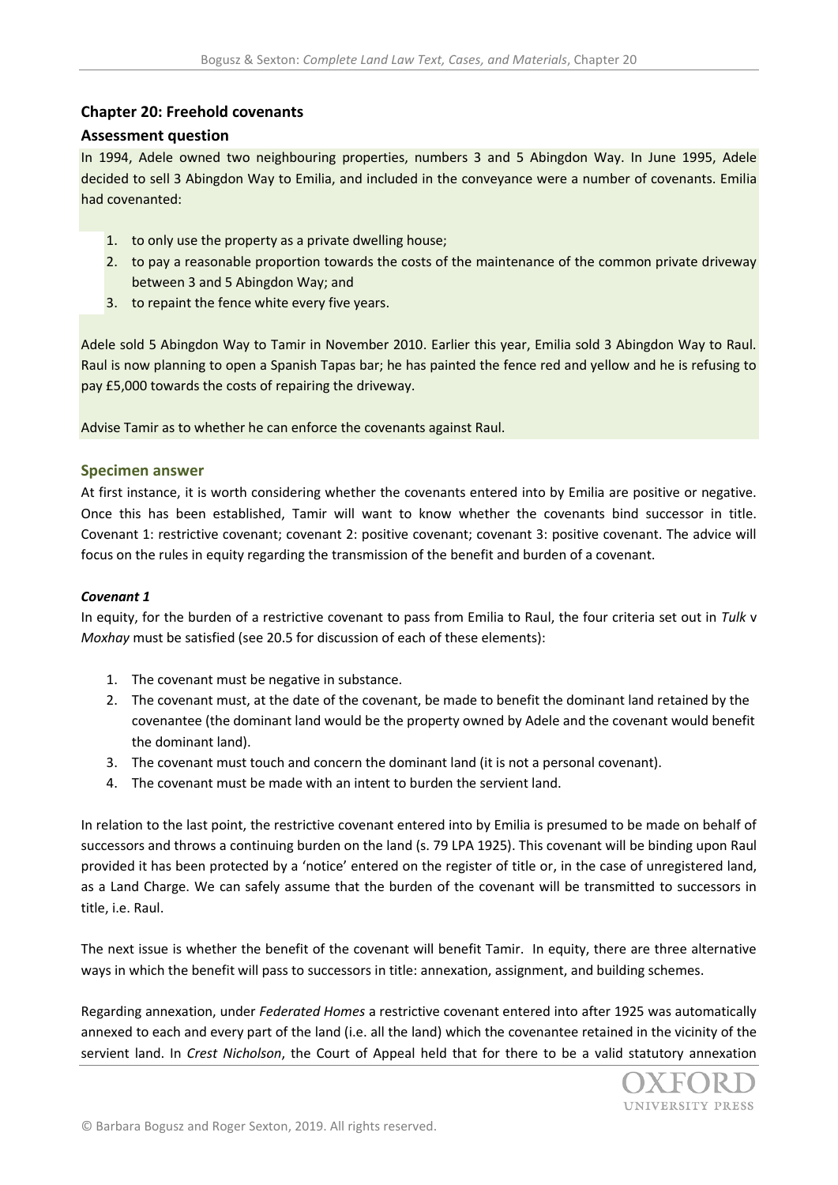## Chapter 20: Freehold covenants

### Assessment question

In 1994, Adele owned two neighbouring properties, numbers 3 and 5 Abingdon Way. In June 1995, Adele decided to sell 3 Abingdon Way to Emilia, and included in the conveyance were a number of covenants. Emilia had covenanted:

1. to only use the property as a private dwelling house;
2. to pay a reasonable proportion towards the costs of the maintenance of the common private driveway between 3 and 5 Abingdon Way; and
3. to repaint the fence white every five years.

Adele sold 5 Abingdon Way to Tamir in November 2010. Earlier this year, Emilia sold 3 Abingdon Way to Raul. Raul is now planning to open a Spanish Tapas bar; he has painted the fence red and yellow and he is refusing to pay £5,000 towards the costs of repairing the driveway.

Advise Tamir as to whether he can enforce the covenants against Raul.

### Specimen answer

At first instance, it is worth considering whether the covenants entered into by Emilia are positive or negative. Once this has been established, Tamir will want to know whether the covenants bind successor in title. Covenant 1: restrictive covenant; covenant 2: positive covenant; covenant 3: positive covenant. The advice will focus on the rules in equity regarding the transmission of the benefit and burden of a covenant.

#### *Covenant 1*

In equity, for the burden of a restrictive covenant to pass from Emilia to Raul, the four criteria set out in *Tulk* v *Moxhay* must be satisfied (see 20.5 for discussion of each of these elements):

1. The covenant must be negative in substance.
2. The covenant must, at the date of the covenant, be made to benefit the dominant land retained by the covenantee (the dominant land would be the property owned by Adele and the covenant would benefit the dominant land).
3. The covenant must touch and concern the dominant land (it is not a personal covenant).
4. The covenant must be made with an intent to burden the servient land.

In relation to the last point, the restrictive covenant entered into by Emilia is presumed to be made on behalf of successors and throws a continuing burden on the land (s. 79 LPA 1925). This covenant will be binding upon Raul provided it has been protected by a 'notice' entered on the register of title or, in the case of unregistered land, as a Land Charge. We can safely assume that the burden of the covenant will be transmitted to successors in title, i.e. Raul.

The next issue is whether the benefit of the covenant will benefit Tamir. In equity, there are three alternative ways in which the benefit will pass to successors in title: annexation, assignment, and building schemes.

Regarding annexation, under *Federated Homes* a restrictive covenant entered into after 1925 was automatically annexed to each and every part of the land (i.e. all the land) which the covenantee retained in the vicinity of the servient land. In *Crest Nicholson*, the Court of Appeal held that for there to be a valid statutory annexation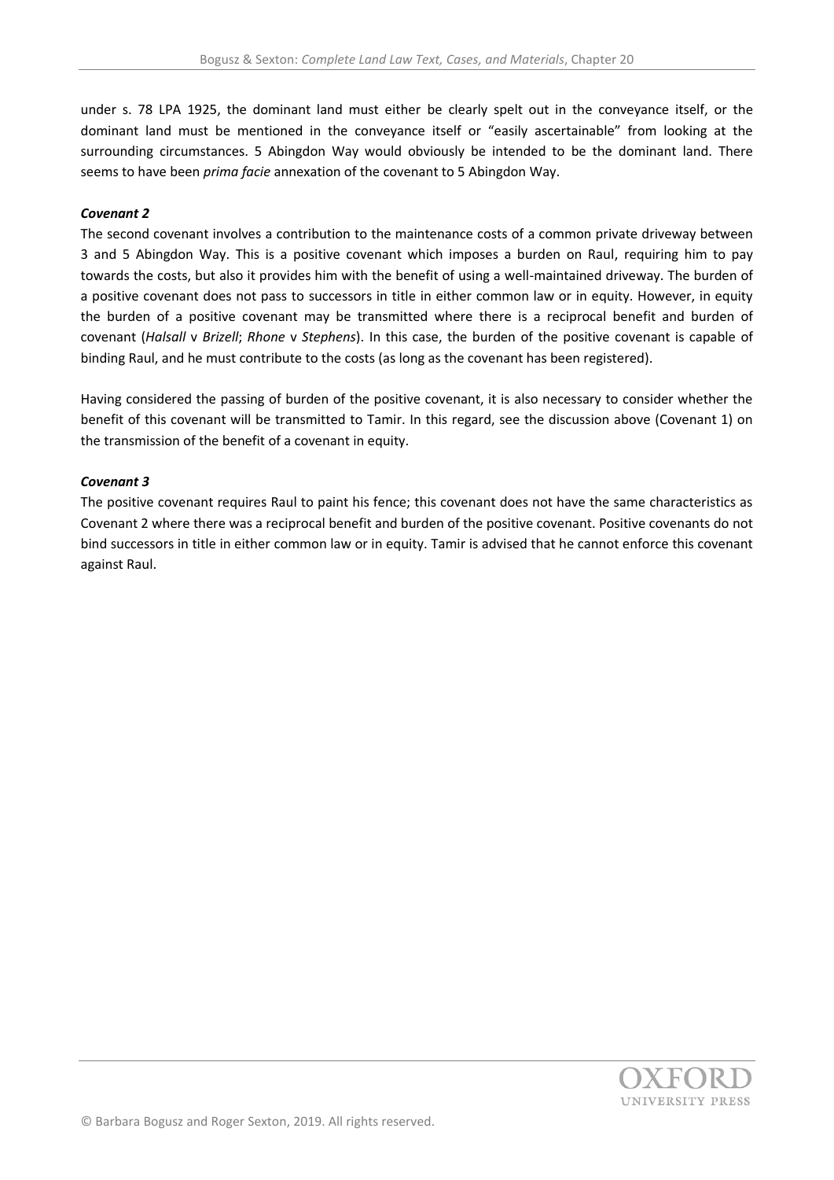under s. 78 LPA 1925, the dominant land must either be clearly spelt out in the conveyance itself, or the dominant land must be mentioned in the conveyance itself or "easily ascertainable" from looking at the surrounding circumstances. 5 Abingdon Way would obviously be intended to be the dominant land. There seems to have been *prima facie* annexation of the covenant to 5 Abingdon Way.

***Covenant 2***

The second covenant involves a contribution to the maintenance costs of a common private driveway between 3 and 5 Abingdon Way. This is a positive covenant which imposes a burden on Raul, requiring him to pay towards the costs, but also it provides him with the benefit of using a well-maintained driveway. The burden of a positive covenant does not pass to successors in title in either common law or in equity. However, in equity the burden of a positive covenant may be transmitted where there is a reciprocal benefit and burden of covenant (*Halsall* v *Brizell*; *Rhone* v *Stephens*). In this case, the burden of the positive covenant is capable of binding Raul, and he must contribute to the costs (as long as the covenant has been registered).

Having considered the passing of burden of the positive covenant, it is also necessary to consider whether the benefit of this covenant will be transmitted to Tamir. In this regard, see the discussion above (Covenant 1) on the transmission of the benefit of a covenant in equity.

***Covenant 3***

The positive covenant requires Raul to paint his fence; this covenant does not have the same characteristics as Covenant 2 where there was a reciprocal benefit and burden of the positive covenant. Positive covenants do not bind successors in title in either common law or in equity. Tamir is advised that he cannot enforce this covenant against Raul.